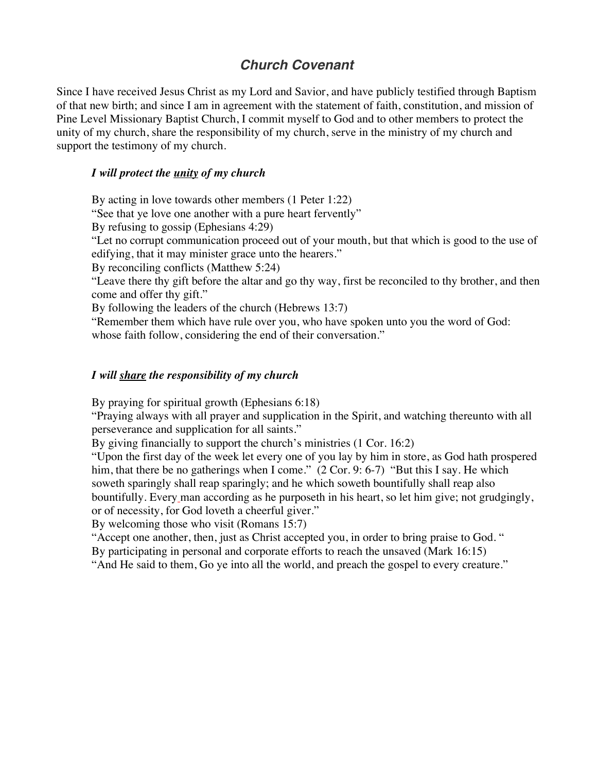# *Church Covenant*

Since I have received Jesus Christ as my Lord and Savior, and have publicly testified through Baptism of that new birth; and since I am in agreement with the statement of faith, constitution, and mission of Pine Level Missionary Baptist Church, I commit myself to God and to other members to protect the unity of my church, share the responsibility of my church, serve in the ministry of my church and support the testimony of my church.

### ***I will protect the <u>unity</u> of my church***

By acting in love towards other members (1 Peter 1:22)
"See that ye love one another with a pure heart fervently"
By refusing to gossip (Ephesians 4:29)
"Let no corrupt communication proceed out of your mouth, but that which is good to the use of edifying, that it may minister grace unto the hearers."
By reconciling conflicts (Matthew 5:24)
"Leave there thy gift before the altar and go thy way, first be reconciled to thy brother, and then come and offer thy gift."
By following the leaders of the church (Hebrews 13:7)
"Remember them which have rule over you, who have spoken unto you the word of God: whose faith follow, considering the end of their conversation."

### ***I will <u>share</u> the responsibility of my church***

By praying for spiritual growth (Ephesians 6:18)
"Praying always with all prayer and supplication in the Spirit, and watching thereunto with all perseverance and supplication for all saints."
By giving financially to support the church's ministries (1 Cor. 16:2)
"Upon the first day of the week let every one of you lay by him in store, as God hath prospered him, that there be no gatherings when I come." (2 Cor. 9: 6-7) "But this I say. He which soweth sparingly shall reap sparingly; and he which soweth bountifully shall reap also bountifully. Every man according as he purposeth in his heart, so let him give; not grudgingly, or of necessity, for God loveth a cheerful giver."
By welcoming those who visit (Romans 15:7)
"Accept one another, then, just as Christ accepted you, in order to bring praise to God. "
By participating in personal and corporate efforts to reach the unsaved (Mark 16:15)
"And He said to them, Go ye into all the world, and preach the gospel to every creature."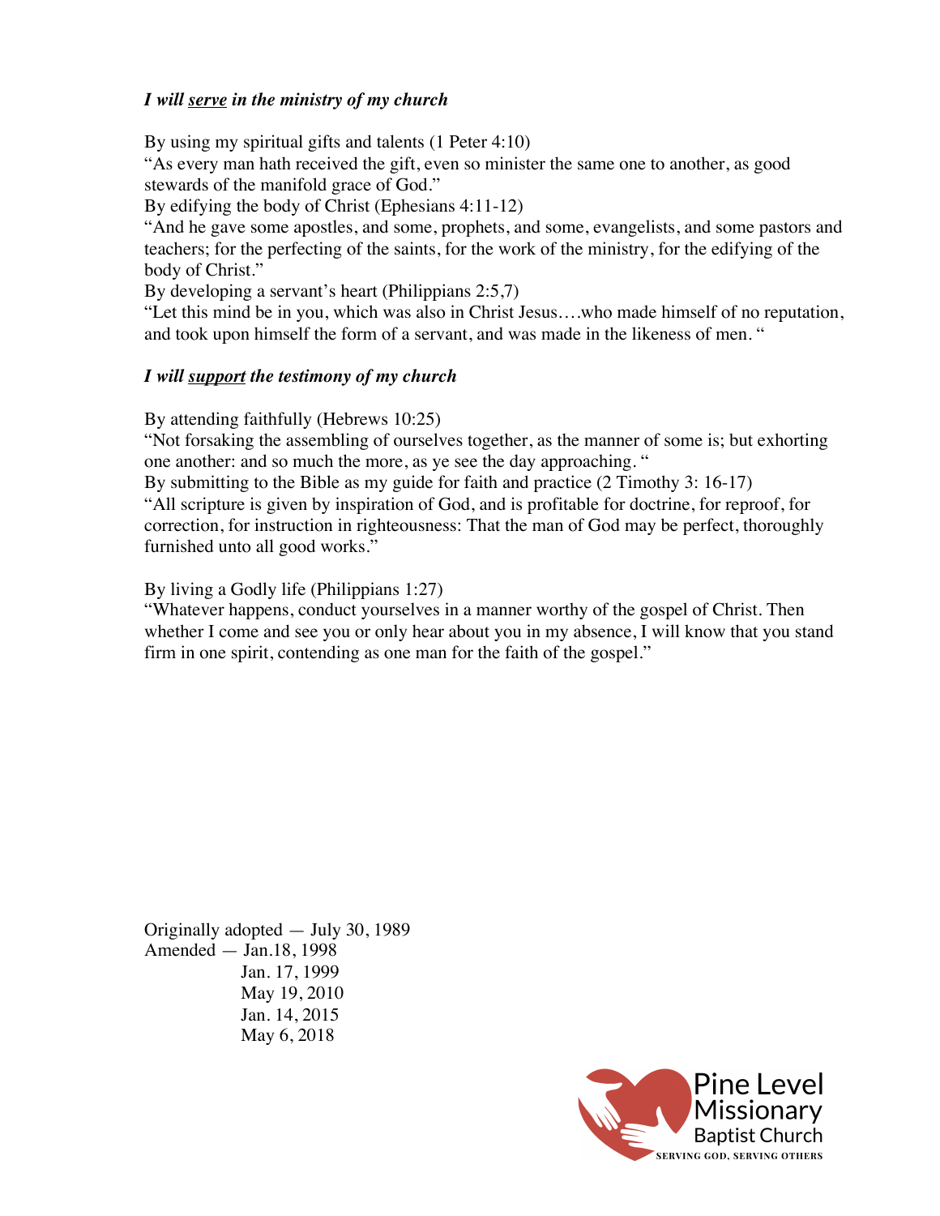*I will __serve__ in the ministry of my church*

By using my spiritual gifts and talents (1 Peter 4:10)
"As every man hath received the gift, even so minister the same one to another, as good stewards of the manifold grace of God."
By edifying the body of Christ (Ephesians 4:11-12)
"And he gave some apostles, and some, prophets, and some, evangelists, and some pastors and teachers; for the perfecting of the saints, for the work of the ministry, for the edifying of the body of Christ."
By developing a servant's heart (Philippians 2:5,7)
"Let this mind be in you, which was also in Christ Jesus….who made himself of no reputation, and took upon himself the form of a servant, and was made in the likeness of men. "

*I will __support__ the testimony of my church*

By attending faithfully (Hebrews 10:25)
"Not forsaking the assembling of ourselves together, as the manner of some is; but exhorting one another: and so much the more, as ye see the day approaching. "
By submitting to the Bible as my guide for faith and practice (2 Timothy 3: 16-17)
"All scripture is given by inspiration of God, and is profitable for doctrine, for reproof, for correction, for instruction in righteousness: That the man of God may be perfect, thoroughly furnished unto all good works."

By living a Godly life (Philippians 1:27)
"Whatever happens, conduct yourselves in a manner worthy of the gospel of Christ. Then whether I come and see you or only hear about you in my absence, I will know that you stand firm in one spirit, contending as one man for the faith of the gospel."

Originally adopted — July 30, 1989
Amended — Jan.18, 1998
Jan. 17, 1999
May 19, 2010
Jan. 14, 2015
May 6, 2018

Pine Level Missionary Baptist Church
SERVING GOD, SERVING OTHERS